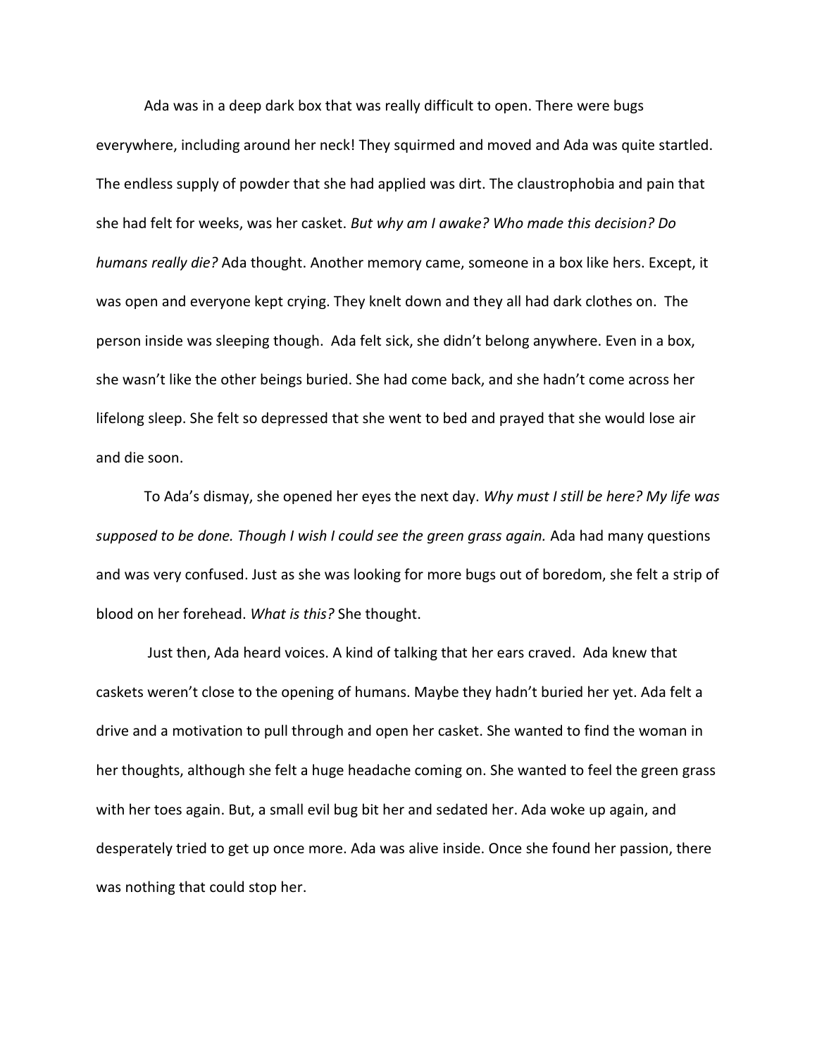Ada was in a deep dark box that was really difficult to open. There were bugs everywhere, including around her neck! They squirmed and moved and Ada was quite startled. The endless supply of powder that she had applied was dirt. The claustrophobia and pain that she had felt for weeks, was her casket. *But why am I awake? Who made this decision? Do humans really die?* Ada thought. Another memory came, someone in a box like hers. Except, it was open and everyone kept crying. They knelt down and they all had dark clothes on. The person inside was sleeping though. Ada felt sick, she didn't belong anywhere. Even in a box, she wasn't like the other beings buried. She had come back, and she hadn't come across her lifelong sleep. She felt so depressed that she went to bed and prayed that she would lose air and die soon.

To Ada's dismay, she opened her eyes the next day. *Why must I still be here? My life was supposed to be done. Though I wish I could see the green grass again.* Ada had many questions and was very confused. Just as she was looking for more bugs out of boredom, she felt a strip of blood on her forehead. *What is this?* She thought.

Just then, Ada heard voices. A kind of talking that her ears craved. Ada knew that caskets weren't close to the opening of humans. Maybe they hadn't buried her yet. Ada felt a drive and a motivation to pull through and open her casket. She wanted to find the woman in her thoughts, although she felt a huge headache coming on. She wanted to feel the green grass with her toes again. But, a small evil bug bit her and sedated her. Ada woke up again, and desperately tried to get up once more. Ada was alive inside. Once she found her passion, there was nothing that could stop her.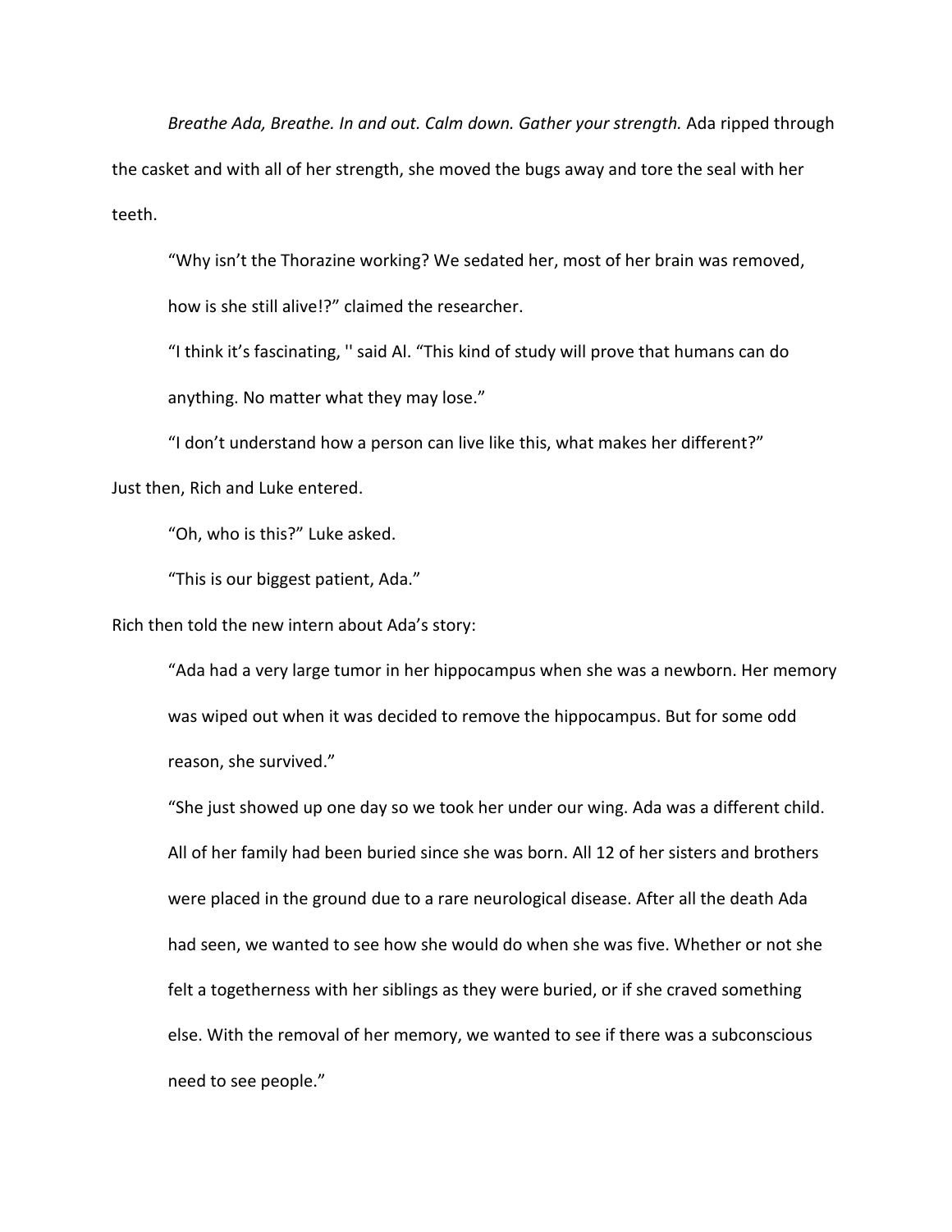*Breathe Ada, Breathe. In and out. Calm down. Gather your strength.* Ada ripped through the casket and with all of her strength, she moved the bugs away and tore the seal with her teeth.

> "Why isn't the Thorazine working? We sedated her, most of her brain was removed, how is she still alive!?" claimed the researcher.
>
> "I think it's fascinating, '' said Al. "This kind of study will prove that humans can do anything. No matter what they may lose."
>
> "I don't understand how a person can live like this, what makes her different?"

Just then, Rich and Luke entered.

> "Oh, who is this?" Luke asked.
>
> "This is our biggest patient, Ada."

Rich then told the new intern about Ada's story:

> "Ada had a very large tumor in her hippocampus when she was a newborn. Her memory was wiped out when it was decided to remove the hippocampus. But for some odd reason, she survived."
>
> "She just showed up one day so we took her under our wing. Ada was a different child. All of her family had been buried since she was born. All 12 of her sisters and brothers were placed in the ground due to a rare neurological disease. After all the death Ada had seen, we wanted to see how she would do when she was five. Whether or not she felt a togetherness with her siblings as they were buried, or if she craved something else. With the removal of her memory, we wanted to see if there was a subconscious need to see people."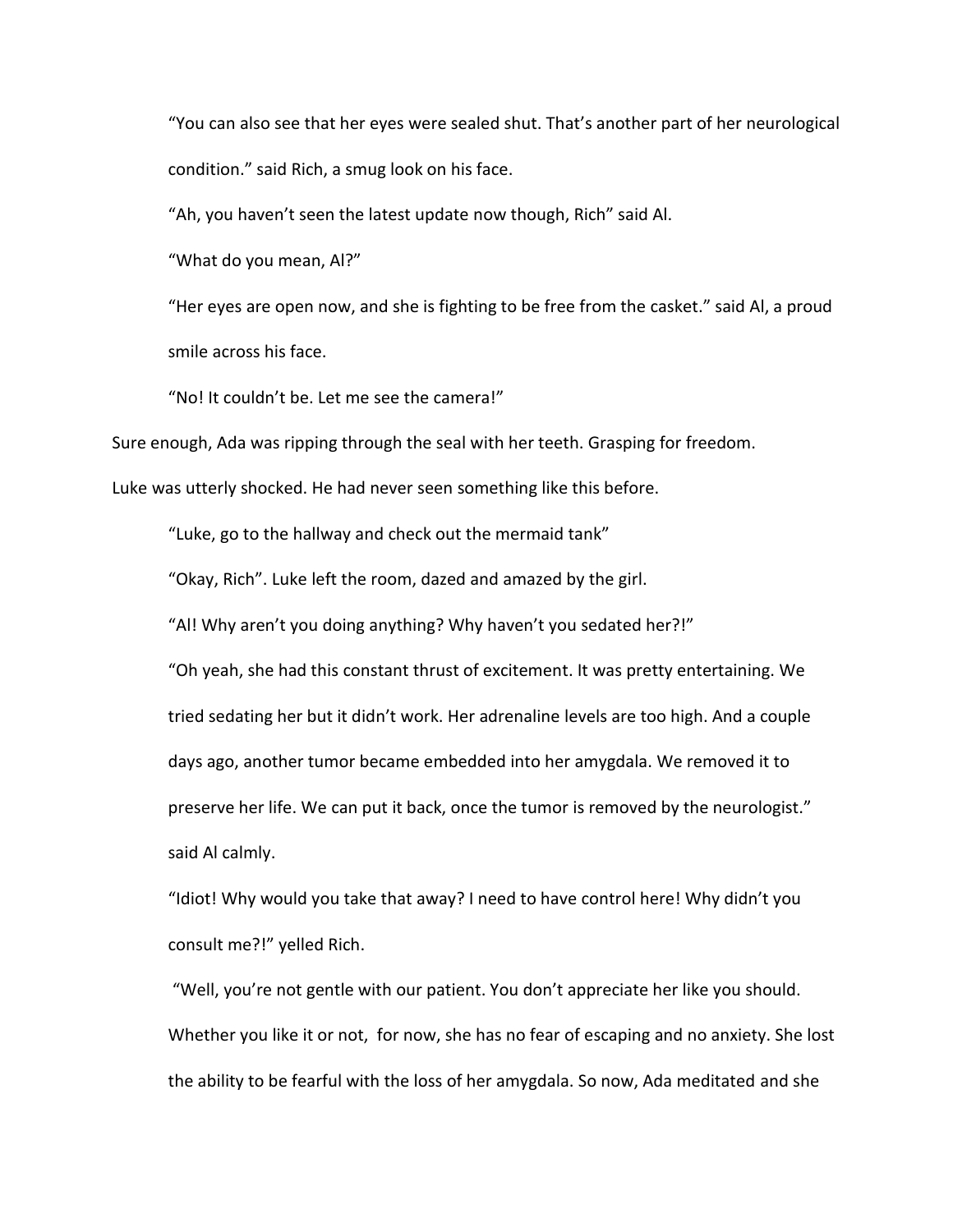"You can also see that her eyes were sealed shut. That's another part of her neurological condition." said Rich, a smug look on his face.

"Ah, you haven't seen the latest update now though, Rich" said Al.

"What do you mean, Al?"

"Her eyes are open now, and she is fighting to be free from the casket." said Al, a proud smile across his face.

"No! It couldn't be. Let me see the camera!"

Sure enough, Ada was ripping through the seal with her teeth. Grasping for freedom.

Luke was utterly shocked. He had never seen something like this before.

"Luke, go to the hallway and check out the mermaid tank"

"Okay, Rich". Luke left the room, dazed and amazed by the girl.

"Al! Why aren't you doing anything? Why haven't you sedated her?!"

"Oh yeah, she had this constant thrust of excitement. It was pretty entertaining. We tried sedating her but it didn't work. Her adrenaline levels are too high. And a couple days ago, another tumor became embedded into her amygdala. We removed it to preserve her life. We can put it back, once the tumor is removed by the neurologist." said Al calmly.

"Idiot! Why would you take that away? I need to have control here! Why didn't you consult me?!" yelled Rich.

"Well, you're not gentle with our patient. You don't appreciate her like you should. Whether you like it or not, for now, she has no fear of escaping and no anxiety. She lost the ability to be fearful with the loss of her amygdala. So now, Ada meditated and she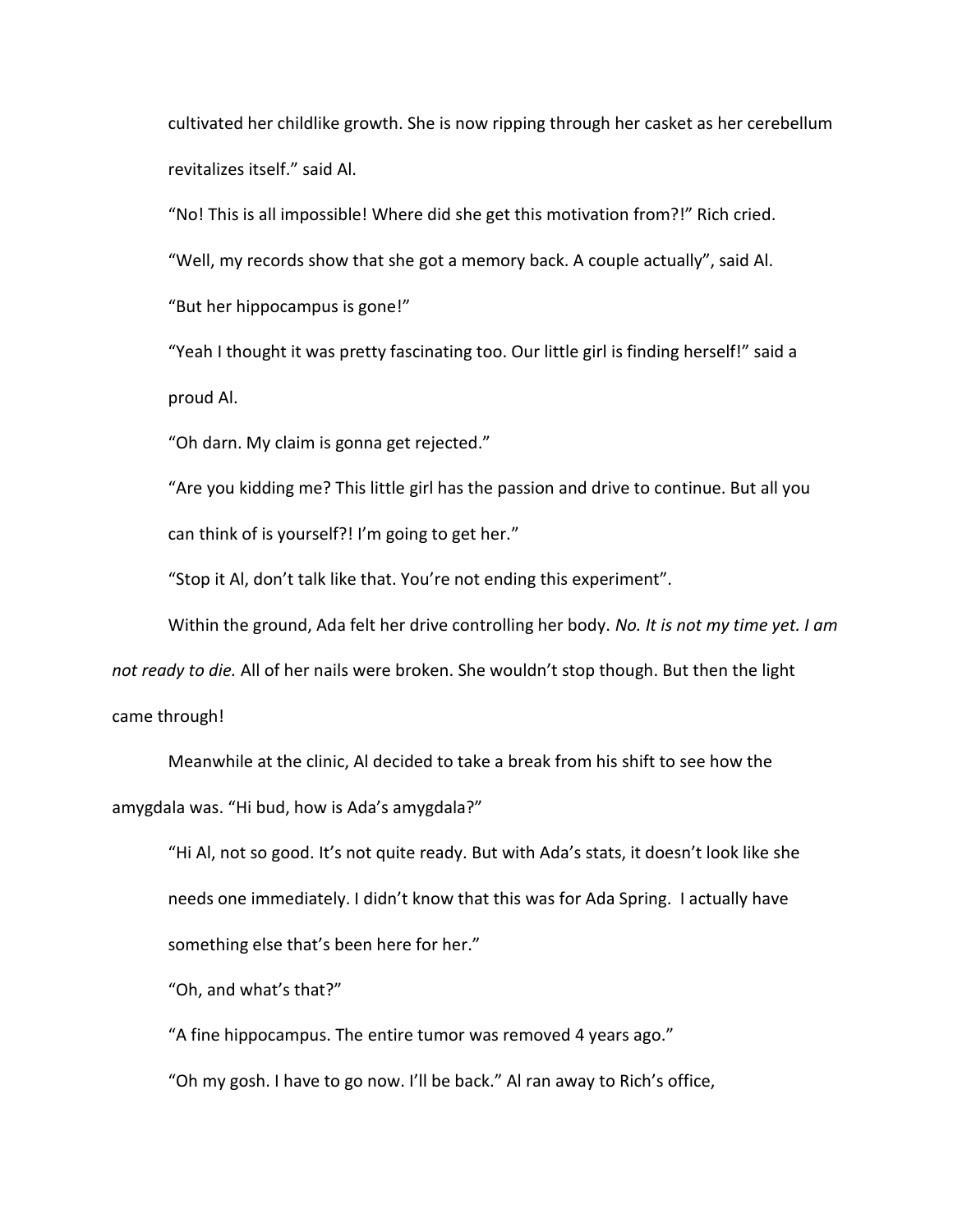cultivated her childlike growth. She is now ripping through her casket as her cerebellum revitalizes itself." said Al.

"No! This is all impossible! Where did she get this motivation from?!" Rich cried.

"Well, my records show that she got a memory back. A couple actually", said Al.

"But her hippocampus is gone!"

"Yeah I thought it was pretty fascinating too. Our little girl is finding herself!" said a proud Al.

"Oh darn. My claim is gonna get rejected."

"Are you kidding me? This little girl has the passion and drive to continue. But all you can think of is yourself?! I'm going to get her."

"Stop it Al, don't talk like that. You're not ending this experiment".

Within the ground, Ada felt her drive controlling her body. *No. It is not my time yet. I am not ready to die.* All of her nails were broken. She wouldn't stop though. But then the light came through!

Meanwhile at the clinic, Al decided to take a break from his shift to see how the amygdala was. "Hi bud, how is Ada's amygdala?"

"Hi Al, not so good. It's not quite ready. But with Ada's stats, it doesn't look like she needs one immediately. I didn't know that this was for Ada Spring. I actually have something else that's been here for her."

"Oh, and what's that?"

"A fine hippocampus. The entire tumor was removed 4 years ago."

"Oh my gosh. I have to go now. I'll be back." Al ran away to Rich's office,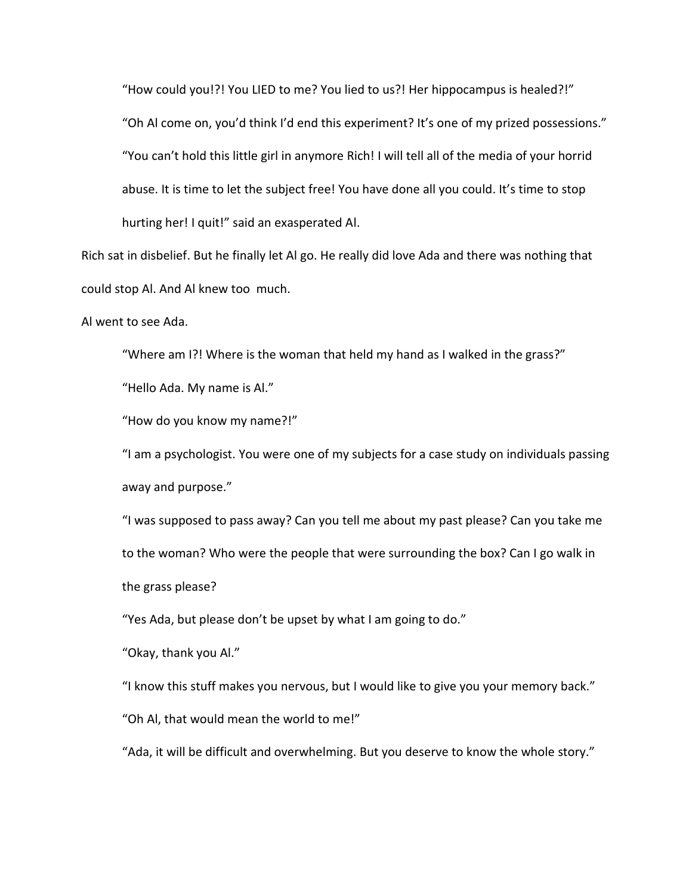“How could you!?! You LIED to me? You lied to us?! Her hippocampus is healed?!”

“Oh Al come on, you’d think I’d end this experiment? It’s one of my prized possessions.”

“You can’t hold this little girl in anymore Rich! I will tell all of the media of your horrid abuse. It is time to let the subject free! You have done all you could. It’s time to stop hurting her! I quit!” said an exasperated Al.

Rich sat in disbelief. But he finally let Al go. He really did love Ada and there was nothing that could stop Al. And Al knew too much.

Al went to see Ada.

“Where am I?! Where is the woman that held my hand as I walked in the grass?”

“Hello Ada. My name is Al.”

“How do you know my name?!”

“I am a psychologist. You were one of my subjects for a case study on individuals passing away and purpose.”

“I was supposed to pass away? Can you tell me about my past please? Can you take me to the woman? Who were the people that were surrounding the box? Can I go walk in the grass please?

“Yes Ada, but please don’t be upset by what I am going to do.”

“Okay, thank you Al.”

“I know this stuff makes you nervous, but I would like to give you your memory back.”

“Oh Al, that would mean the world to me!”

“Ada, it will be difficult and overwhelming. But you deserve to know the whole story.”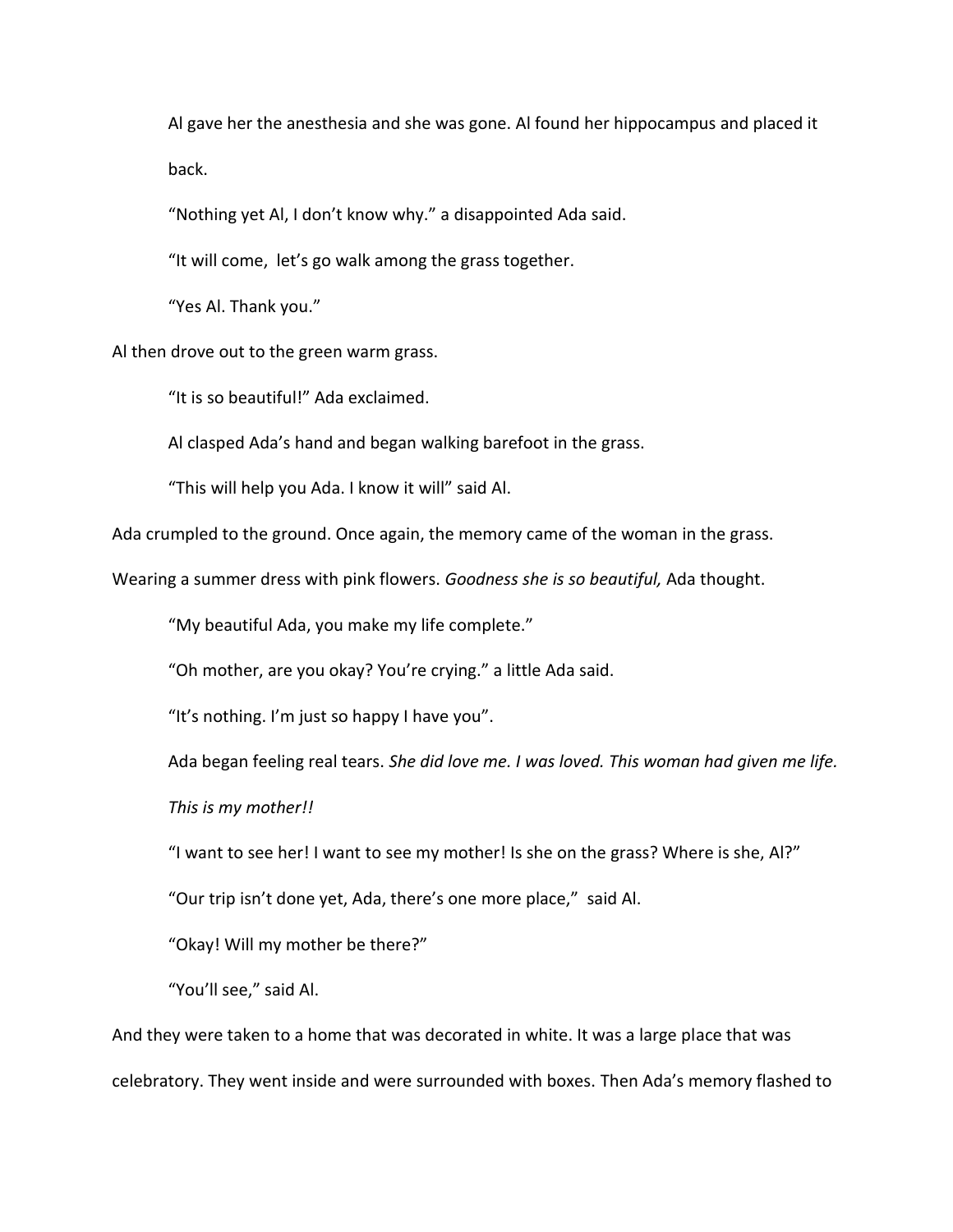Al gave her the anesthesia and she was gone. Al found her hippocampus and placed it back.

"Nothing yet Al, I don't know why." a disappointed Ada said.

"It will come,  let's go walk among the grass together.

"Yes Al. Thank you."

Al then drove out to the green warm grass.

"It is so beautiful!" Ada exclaimed.

Al clasped Ada's hand and began walking barefoot in the grass.

"This will help you Ada. I know it will" said Al.

Ada crumpled to the ground. Once again, the memory came of the woman in the grass. Wearing a summer dress with pink flowers. *Goodness she is so beautiful,* Ada thought.

"My beautiful Ada, you make my life complete."

"Oh mother, are you okay? You're crying." a little Ada said.

"It's nothing. I'm just so happy I have you".

Ada began feeling real tears. *She did love me. I was loved. This woman had given me life. This is my mother!!*

"I want to see her! I want to see my mother! Is she on the grass? Where is she, Al?"

"Our trip isn't done yet, Ada, there's one more place,"  said Al.

"Okay! Will my mother be there?"

"You'll see," said Al.

And they were taken to a home that was decorated in white. It was a large place that was celebratory. They went inside and were surrounded with boxes. Then Ada's memory flashed to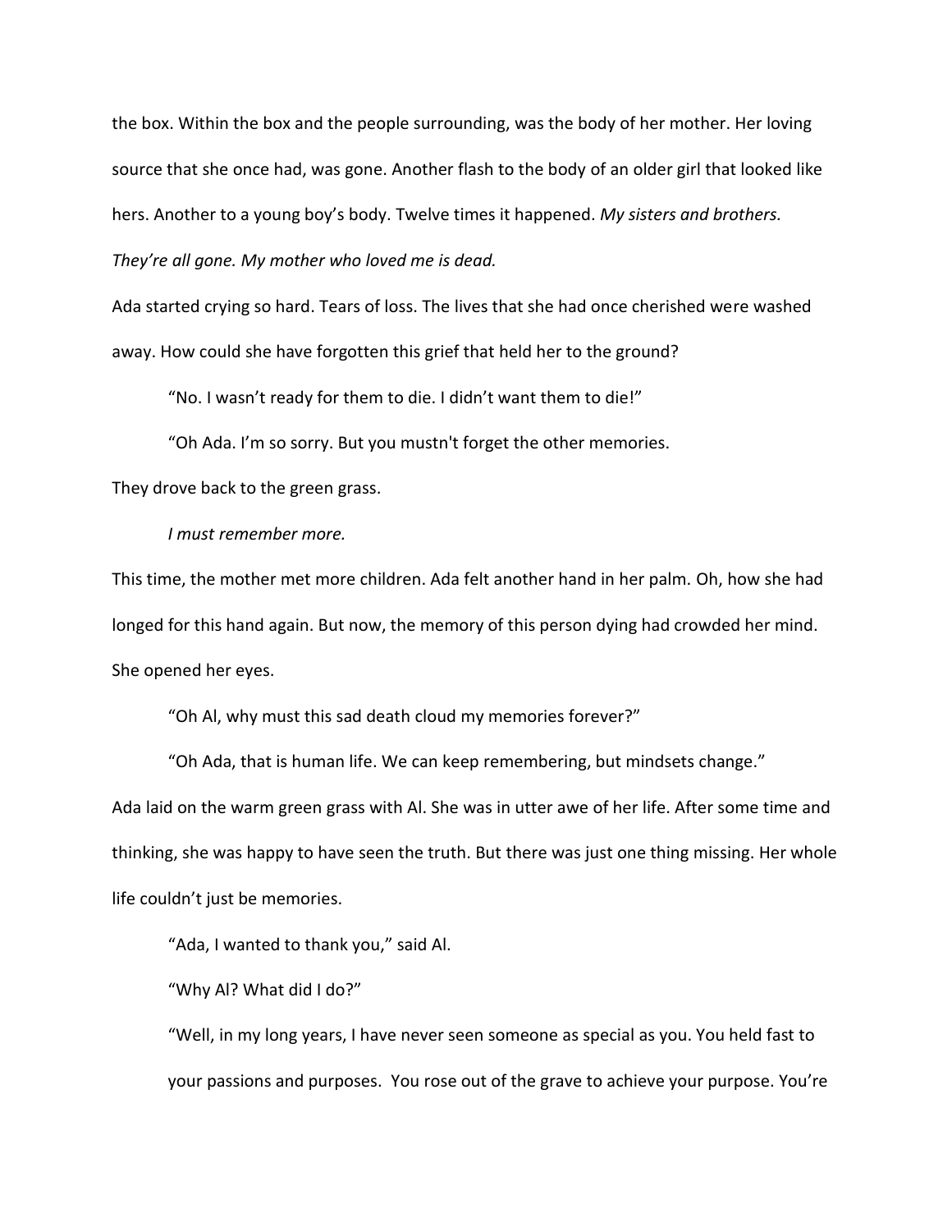the box. Within the box and the people surrounding, was the body of her mother. Her loving source that she once had, was gone. Another flash to the body of an older girl that looked like hers. Another to a young boy's body. Twelve times it happened. *My sisters and brothers. They're all gone. My mother who loved me is dead.*

Ada started crying so hard. Tears of loss. The lives that she had once cherished were washed away. How could she have forgotten this grief that held her to the ground?

"No. I wasn't ready for them to die. I didn't want them to die!"

"Oh Ada. I'm so sorry. But you mustn't forget the other memories.

They drove back to the green grass.

*I must remember more.*

This time, the mother met more children. Ada felt another hand in her palm. Oh, how she had longed for this hand again. But now, the memory of this person dying had crowded her mind. She opened her eyes.

"Oh Al, why must this sad death cloud my memories forever?"

"Oh Ada, that is human life. We can keep remembering, but mindsets change."

Ada laid on the warm green grass with Al. She was in utter awe of her life. After some time and thinking, she was happy to have seen the truth. But there was just one thing missing. Her whole life couldn't just be memories.

"Ada, I wanted to thank you," said Al.

"Why Al? What did I do?"

"Well, in my long years, I have never seen someone as special as you. You held fast to your passions and purposes. You rose out of the grave to achieve your purpose. You're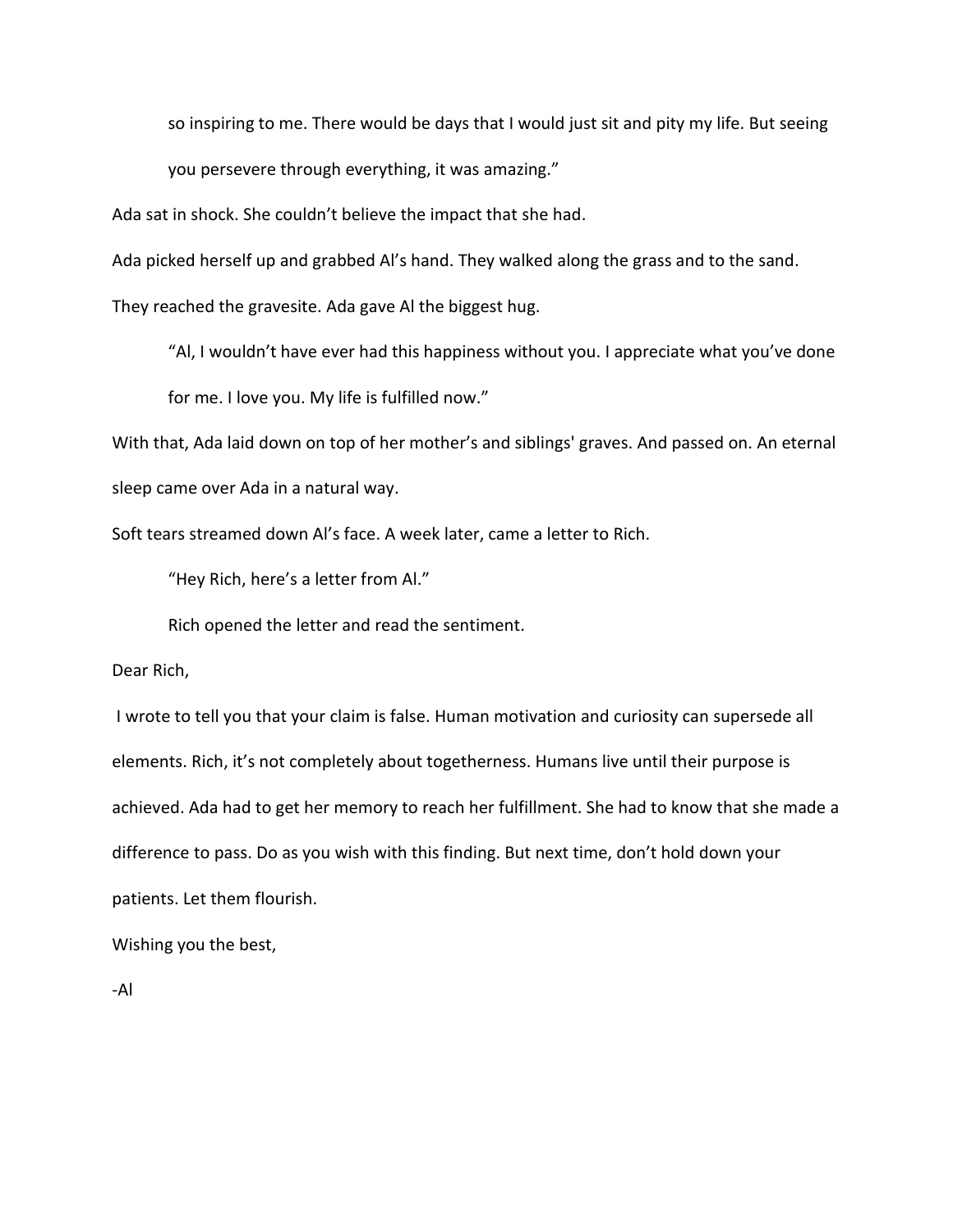so inspiring to me. There would be days that I would just sit and pity my life. But seeing you persevere through everything, it was amazing."

Ada sat in shock. She couldn't believe the impact that she had.

Ada picked herself up and grabbed Al's hand. They walked along the grass and to the sand.

They reached the gravesite. Ada gave Al the biggest hug.

"Al, I wouldn't have ever had this happiness without you. I appreciate what you've done for me. I love you. My life is fulfilled now."

With that, Ada laid down on top of her mother's and siblings' graves. And passed on. An eternal sleep came over Ada in a natural way.

Soft tears streamed down Al's face. A week later, came a letter to Rich.

"Hey Rich, here's a letter from Al."

Rich opened the letter and read the sentiment.

Dear Rich,

I wrote to tell you that your claim is false. Human motivation and curiosity can supersede all elements. Rich, it's not completely about togetherness. Humans live until their purpose is achieved. Ada had to get her memory to reach her fulfillment. She had to know that she made a difference to pass. Do as you wish with this finding. But next time, don't hold down your patients. Let them flourish.

Wishing you the best,

-Al